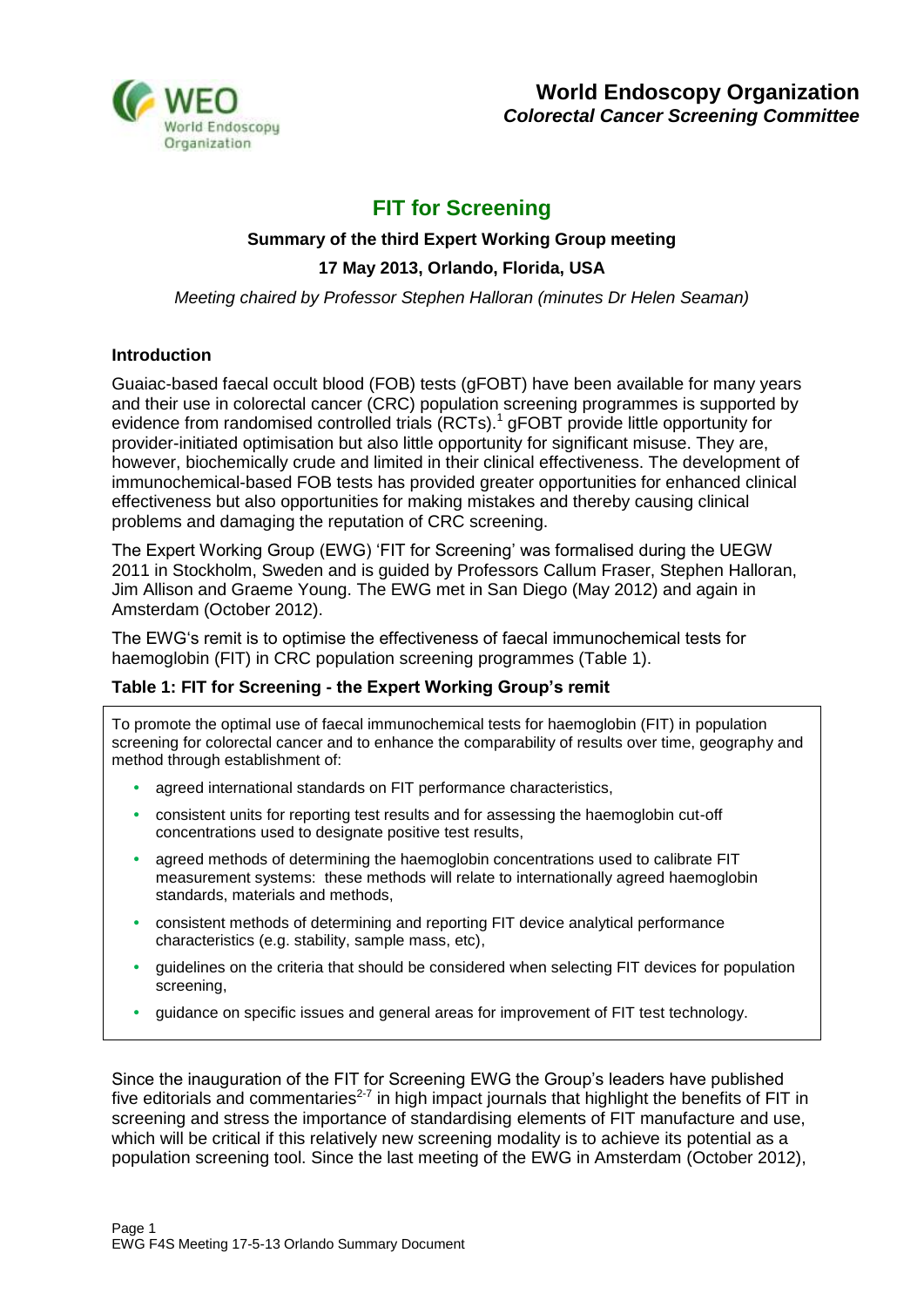**World Endoscopy Organization**
***Colorectal Cancer Screening Committee***

# FIT for Screening

**Summary of the third Expert Working Group meeting**

**17 May 2013, Orlando, Florida, USA**

*Meeting chaired by Professor Stephen Halloran (minutes Dr Helen Seaman)*

## Introduction

Guaiac-based faecal occult blood (FOB) tests (gFOBT) have been available for many years and their use in colorectal cancer (CRC) population screening programmes is supported by evidence from randomised controlled trials (RCTs).[1] gFOBT provide little opportunity for provider-initiated optimisation but also little opportunity for significant misuse. They are, however, biochemically crude and limited in their clinical effectiveness. The development of immunochemical-based FOB tests has provided greater opportunities for enhanced clinical effectiveness but also opportunities for making mistakes and thereby causing clinical problems and damaging the reputation of CRC screening.

The Expert Working Group (EWG) 'FIT for Screening' was formalised during the UEGW 2011 in Stockholm, Sweden and is guided by Professors Callum Fraser, Stephen Halloran, Jim Allison and Graeme Young. The EWG met in San Diego (May 2012) and again in Amsterdam (October 2012).

The EWG's remit is to optimise the effectiveness of faecal immunochemical tests for haemoglobin (FIT) in CRC population screening programmes (Table 1).

**Table 1: FIT for Screening - the Expert Working Group's remit**

To promote the optimal use of faecal immunochemical tests for haemoglobin (FIT) in population screening for colorectal cancer and to enhance the comparability of results over time, geography and method through establishment of:

- agreed international standards on FIT performance characteristics,
- consistent units for reporting test results and for assessing the haemoglobin cut-off concentrations used to designate positive test results,
- agreed methods of determining the haemoglobin concentrations used to calibrate FIT measurement systems: these methods will relate to internationally agreed haemoglobin standards, materials and methods,
- consistent methods of determining and reporting FIT device analytical performance characteristics (e.g. stability, sample mass, etc),
- guidelines on the criteria that should be considered when selecting FIT devices for population screening,
- guidance on specific issues and general areas for improvement of FIT test technology.

Since the inauguration of the FIT for Screening EWG the Group's leaders have published five editorials and commentaries[2-7] in high impact journals that highlight the benefits of FIT in screening and stress the importance of standardising elements of FIT manufacture and use, which will be critical if this relatively new screening modality is to achieve its potential as a population screening tool. Since the last meeting of the EWG in Amsterdam (October 2012),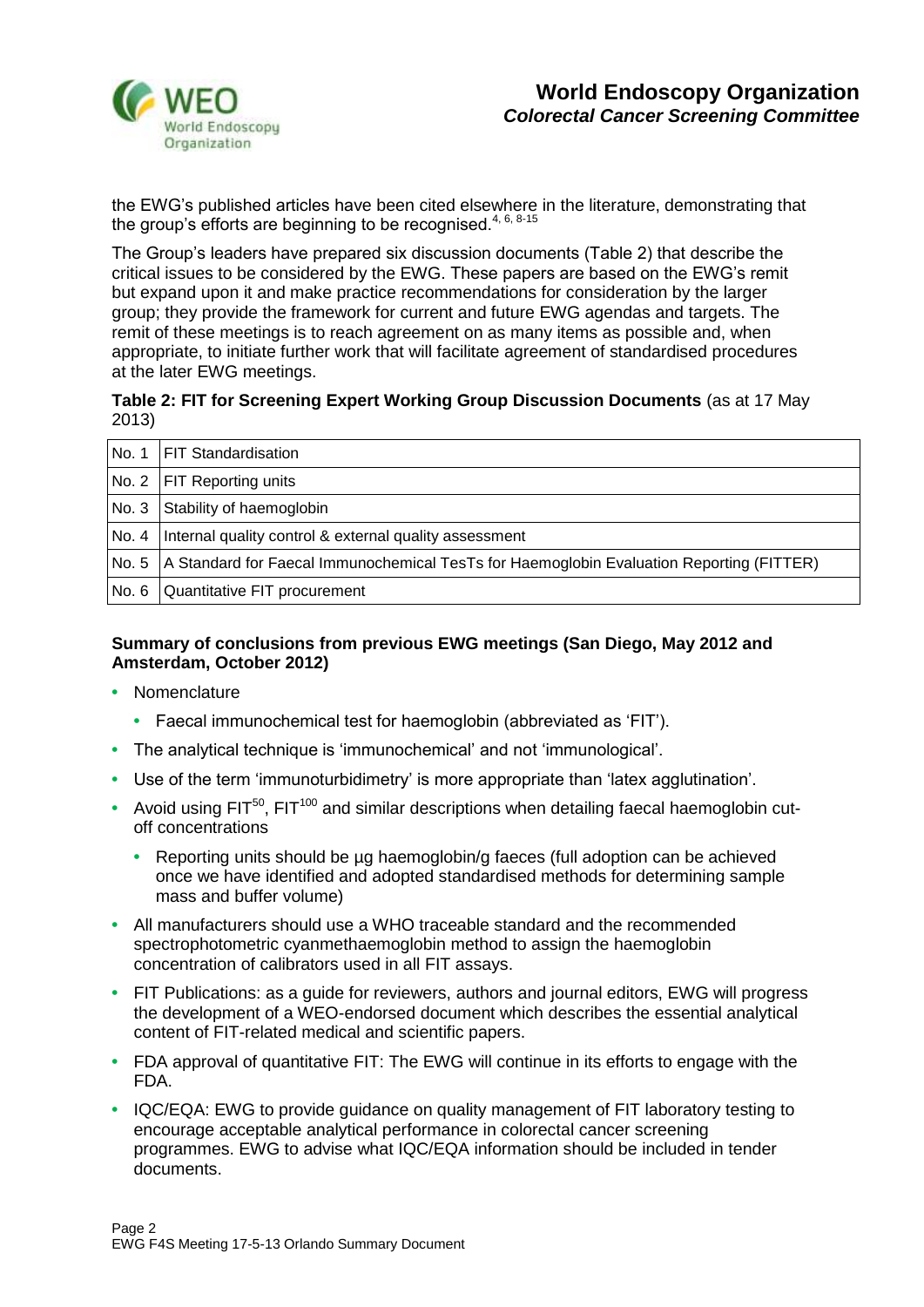the EWG's published articles have been cited elsewhere in the literature, demonstrating that the group's efforts are beginning to be recognised.[4, 6, 8-15]

The Group's leaders have prepared six discussion documents (Table 2) that describe the critical issues to be considered by the EWG. These papers are based on the EWG's remit but expand upon it and make practice recommendations for consideration by the larger group; they provide the framework for current and future EWG agendas and targets. The remit of these meetings is to reach agreement on as many items as possible and, when appropriate, to initiate further work that will facilitate agreement of standardised procedures at the later EWG meetings.

**Table 2: FIT for Screening Expert Working Group Discussion Documents** (as at 17 May 2013)

| | |
|---|---|
| No. 1 | FIT Standardisation |
| No. 2 | FIT Reporting units |
| No. 3 | Stability of haemoglobin |
| No. 4 | Internal quality control & external quality assessment |
| No. 5 | A Standard for Faecal Immunochemical TesTs for Haemoglobin Evaluation Reporting (FITTER) |
| No. 6 | Quantitative FIT procurement |

**Summary of conclusions from previous EWG meetings (San Diego, May 2012 and Amsterdam, October 2012)**

- Nomenclature
  - Faecal immunochemical test for haemoglobin (abbreviated as 'FIT').
- The analytical technique is 'immunochemical' and not 'immunological'.
- Use of the term 'immunoturbidimetry' is more appropriate than 'latex agglutination'.
- Avoid using $FIT^{50}$, $FIT^{100}$ and similar descriptions when detailing faecal haemoglobin cut-off concentrations
  - Reporting units should be µg haemoglobin/g faeces (full adoption can be achieved once we have identified and adopted standardised methods for determining sample mass and buffer volume)
- All manufacturers should use a WHO traceable standard and the recommended spectrophotometric cyanmethaemoglobin method to assign the haemoglobin concentration of calibrators used in all FIT assays.
- FIT Publications: as a guide for reviewers, authors and journal editors, EWG will progress the development of a WEO-endorsed document which describes the essential analytical content of FIT-related medical and scientific papers.
- FDA approval of quantitative FIT: The EWG will continue in its efforts to engage with the FDA.
- IQC/EQA: EWG to provide guidance on quality management of FIT laboratory testing to encourage acceptable analytical performance in colorectal cancer screening programmes. EWG to advise what IQC/EQA information should be included in tender documents.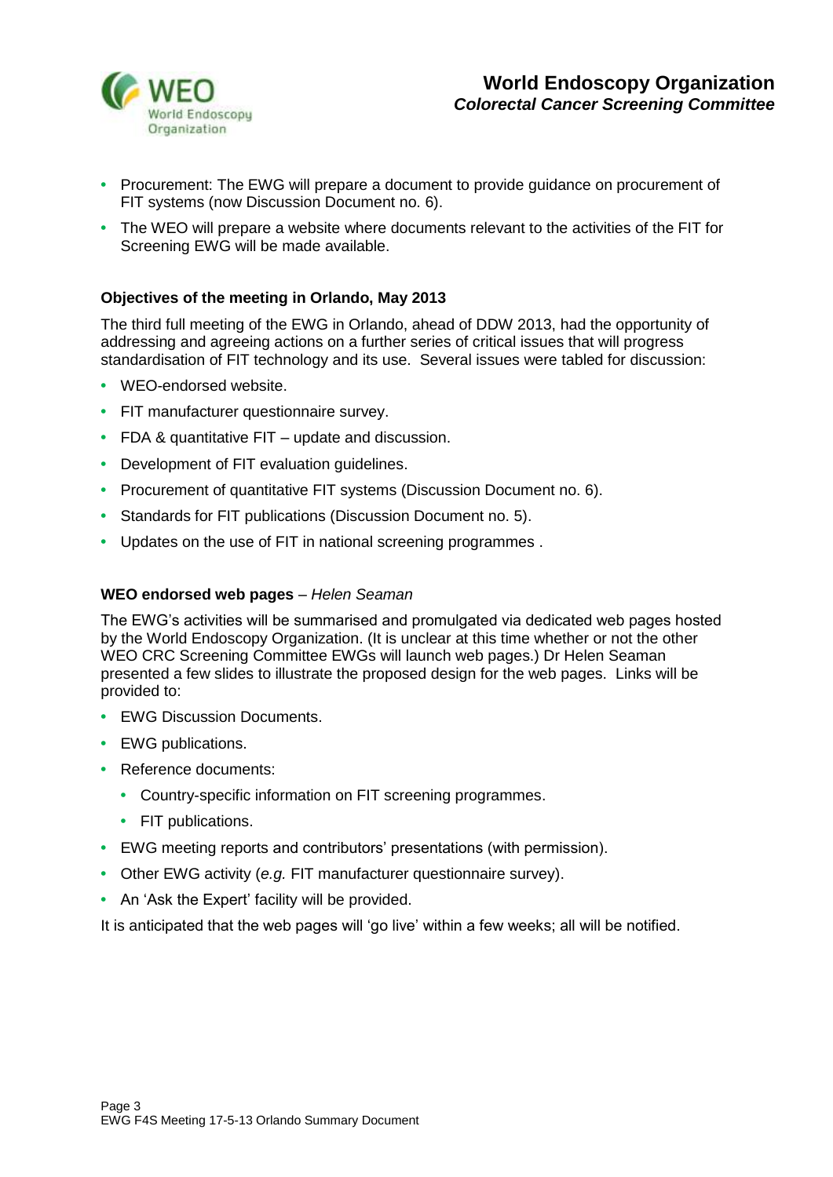- Procurement: The EWG will prepare a document to provide guidance on procurement of FIT systems (now Discussion Document no. 6).
- The WEO will prepare a website where documents relevant to the activities of the FIT for Screening EWG will be made available.

**Objectives of the meeting in Orlando, May 2013**

The third full meeting of the EWG in Orlando, ahead of DDW 2013, had the opportunity of addressing and agreeing actions on a further series of critical issues that will progress standardisation of FIT technology and its use. Several issues were tabled for discussion:

- WEO-endorsed website.
- FIT manufacturer questionnaire survey.
- FDA & quantitative FIT – update and discussion.
- Development of FIT evaluation guidelines.
- Procurement of quantitative FIT systems (Discussion Document no. 6).
- Standards for FIT publications (Discussion Document no. 5).
- Updates on the use of FIT in national screening programmes .

**WEO endorsed web pages** – *Helen Seaman*

The EWG's activities will be summarised and promulgated via dedicated web pages hosted by the World Endoscopy Organization. (It is unclear at this time whether or not the other WEO CRC Screening Committee EWGs will launch web pages.) Dr Helen Seaman presented a few slides to illustrate the proposed design for the web pages. Links will be provided to:

- EWG Discussion Documents.
- EWG publications.
- Reference documents:
  - Country-specific information on FIT screening programmes.
  - FIT publications.
- EWG meeting reports and contributors' presentations (with permission).
- Other EWG activity (*e.g.* FIT manufacturer questionnaire survey).
- An 'Ask the Expert' facility will be provided.

It is anticipated that the web pages will 'go live' within a few weeks; all will be notified.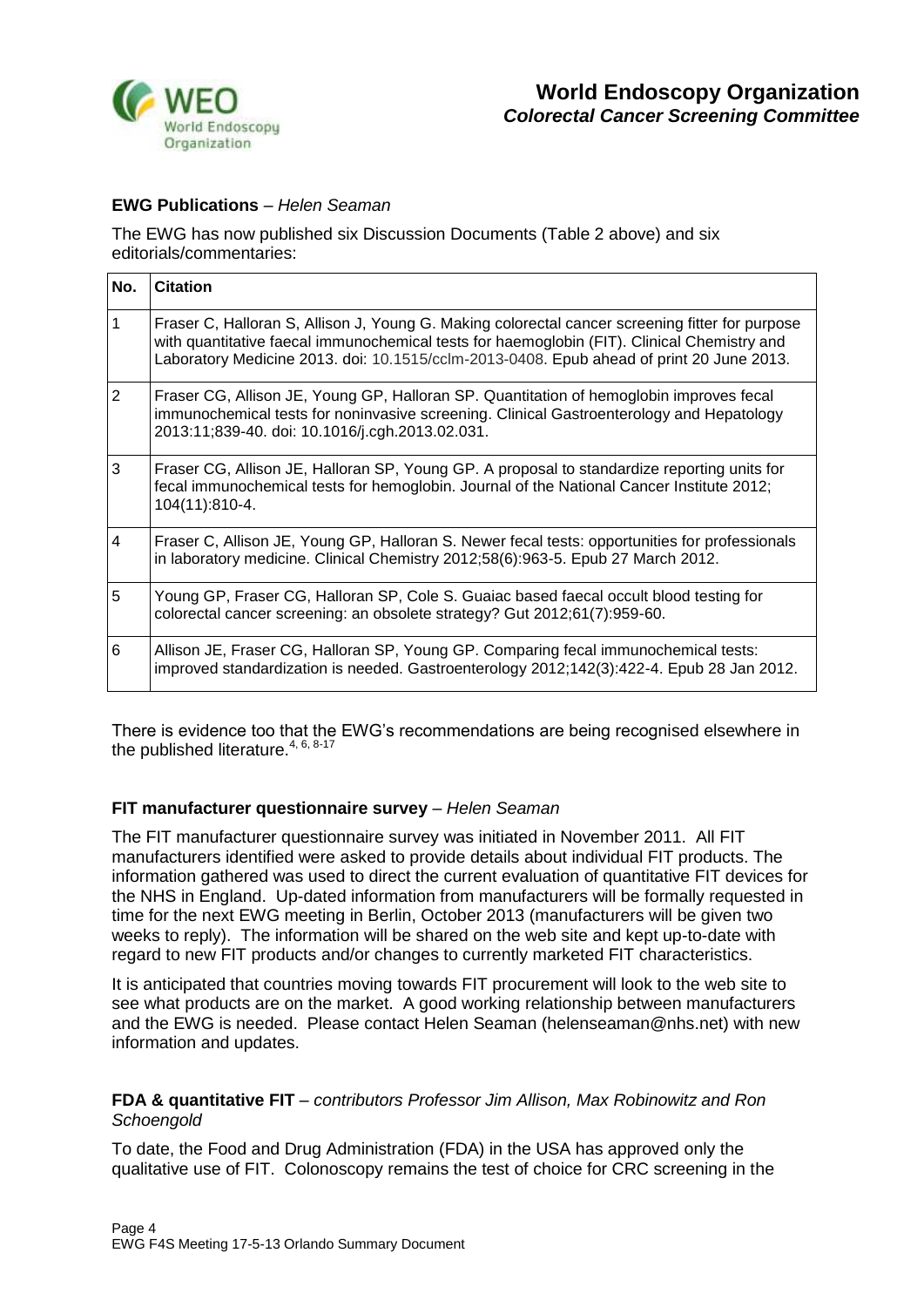**EWG Publications** – *Helen Seaman*

The EWG has now published six Discussion Documents (Table 2 above) and six editorials/commentaries:

| No. | Citation |
|---|---|
| 1 | Fraser C, Halloran S, Allison J, Young G. Making colorectal cancer screening fitter for purpose with quantitative faecal immunochemical tests for haemoglobin (FIT). Clinical Chemistry and Laboratory Medicine 2013. doi: 10.1515/cclm-2013-0408. Epub ahead of print 20 June 2013. |
| 2 | Fraser CG, Allison JE, Young GP, Halloran SP. Quantitation of hemoglobin improves fecal immunochemical tests for noninvasive screening. Clinical Gastroenterology and Hepatology 2013:11;839-40. doi: 10.1016/j.cgh.2013.02.031. |
| 3 | Fraser CG, Allison JE, Halloran SP, Young GP. A proposal to standardize reporting units for fecal immunochemical tests for hemoglobin. Journal of the National Cancer Institute 2012; 104(11):810-4. |
| 4 | Fraser C, Allison JE, Young GP, Halloran S. Newer fecal tests: opportunities for professionals in laboratory medicine. Clinical Chemistry 2012;58(6):963-5. Epub 27 March 2012. |
| 5 | Young GP, Fraser CG, Halloran SP, Cole S. Guaiac based faecal occult blood testing for colorectal cancer screening: an obsolete strategy? Gut 2012;61(7):959-60. |
| 6 | Allison JE, Fraser CG, Halloran SP, Young GP. Comparing fecal immunochemical tests: improved standardization is needed. Gastroenterology 2012;142(3):422-4. Epub 28 Jan 2012. |

There is evidence too that the EWG's recommendations are being recognised elsewhere in the published literature.[4, 6, 8-17]

**FIT manufacturer questionnaire survey** – *Helen Seaman*

The FIT manufacturer questionnaire survey was initiated in November 2011. All FIT manufacturers identified were asked to provide details about individual FIT products. The information gathered was used to direct the current evaluation of quantitative FIT devices for the NHS in England. Up-dated information from manufacturers will be formally requested in time for the next EWG meeting in Berlin, October 2013 (manufacturers will be given two weeks to reply). The information will be shared on the web site and kept up-to-date with regard to new FIT products and/or changes to currently marketed FIT characteristics.

It is anticipated that countries moving towards FIT procurement will look to the web site to see what products are on the market. A good working relationship between manufacturers and the EWG is needed. Please contact Helen Seaman (helenseaman@nhs.net) with new information and updates.

**FDA & quantitative FIT** – *contributors Professor Jim Allison, Max Robinowitz and Ron Schoengold*

To date, the Food and Drug Administration (FDA) in the USA has approved only the qualitative use of FIT. Colonoscopy remains the test of choice for CRC screening in the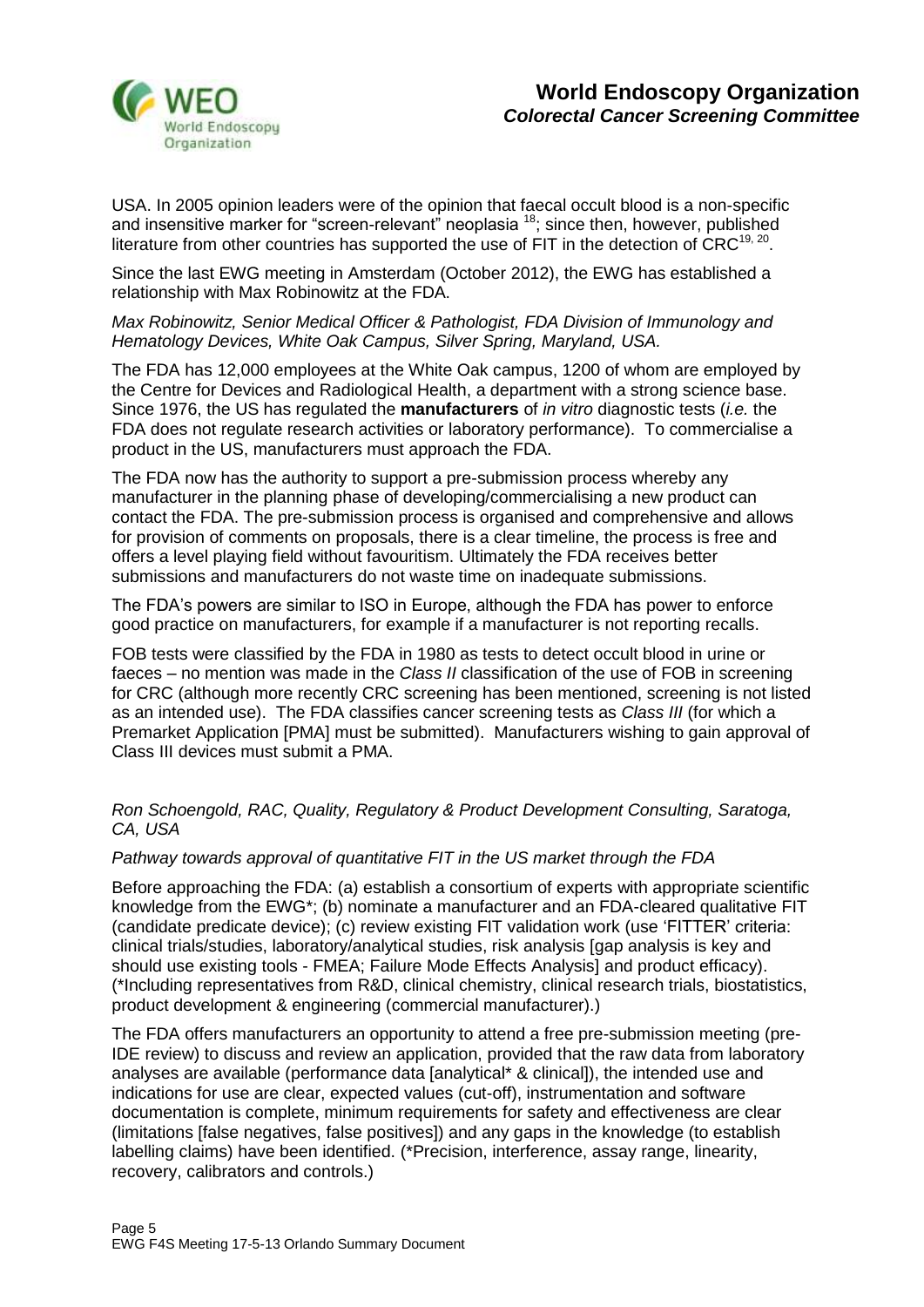USA. In 2005 opinion leaders were of the opinion that faecal occult blood is a non-specific and insensitive marker for "screen-relevant" neoplasia [18]; since then, however, published literature from other countries has supported the use of FIT in the detection of CRC[19, 20].

Since the last EWG meeting in Amsterdam (October 2012), the EWG has established a relationship with Max Robinowitz at the FDA.

*Max Robinowitz, Senior Medical Officer & Pathologist, FDA Division of Immunology and Hematology Devices, White Oak Campus, Silver Spring, Maryland, USA.*

The FDA has 12,000 employees at the White Oak campus, 1200 of whom are employed by the Centre for Devices and Radiological Health, a department with a strong science base. Since 1976, the US has regulated the **manufacturers** of *in vitro* diagnostic tests (*i.e.* the FDA does not regulate research activities or laboratory performance). To commercialise a product in the US, manufacturers must approach the FDA.

The FDA now has the authority to support a pre-submission process whereby any manufacturer in the planning phase of developing/commercialising a new product can contact the FDA. The pre-submission process is organised and comprehensive and allows for provision of comments on proposals, there is a clear timeline, the process is free and offers a level playing field without favouritism. Ultimately the FDA receives better submissions and manufacturers do not waste time on inadequate submissions.

The FDA's powers are similar to ISO in Europe, although the FDA has power to enforce good practice on manufacturers, for example if a manufacturer is not reporting recalls.

FOB tests were classified by the FDA in 1980 as tests to detect occult blood in urine or faeces – no mention was made in the *Class II* classification of the use of FOB in screening for CRC (although more recently CRC screening has been mentioned, screening is not listed as an intended use). The FDA classifies cancer screening tests as *Class III* (for which a Premarket Application [PMA] must be submitted). Manufacturers wishing to gain approval of Class III devices must submit a PMA.

*Ron Schoengold, RAC, Quality, Regulatory & Product Development Consulting, Saratoga, CA, USA*

*Pathway towards approval of quantitative FIT in the US market through the FDA*

Before approaching the FDA: (a) establish a consortium of experts with appropriate scientific knowledge from the EWG*; (b) nominate a manufacturer and an FDA-cleared qualitative FIT (candidate predicate device); (c) review existing FIT validation work (use 'FITTER' criteria: clinical trials/studies, laboratory/analytical studies, risk analysis [gap analysis is key and should use existing tools - FMEA; Failure Mode Effects Analysis] and product efficacy). (*Including representatives from R&D, clinical chemistry, clinical research trials, biostatistics, product development & engineering (commercial manufacturer).)

The FDA offers manufacturers an opportunity to attend a free pre-submission meeting (pre-IDE review) to discuss and review an application, provided that the raw data from laboratory analyses are available (performance data [analytical* & clinical]), the intended use and indications for use are clear, expected values (cut-off), instrumentation and software documentation is complete, minimum requirements for safety and effectiveness are clear (limitations [false negatives, false positives]) and any gaps in the knowledge (to establish labelling claims) have been identified. (*Precision, interference, assay range, linearity, recovery, calibrators and controls.)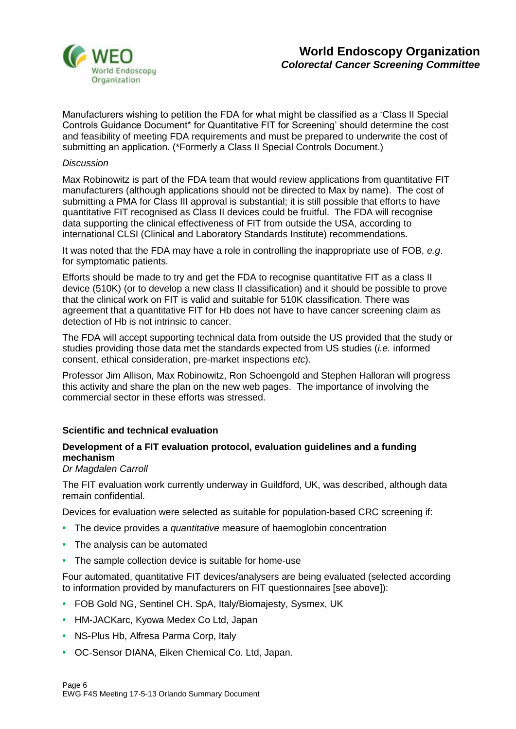Manufacturers wishing to petition the FDA for what might be classified as a 'Class II Special Controls Guidance Document* for Quantitative FIT for Screening' should determine the cost and feasibility of meeting FDA requirements and must be prepared to underwrite the cost of submitting an application. (*Formerly a Class II Special Controls Document.)

*Discussion*

Max Robinowitz is part of the FDA team that would review applications from quantitative FIT manufacturers (although applications should not be directed to Max by name). The cost of submitting a PMA for Class III approval is substantial; it is still possible that efforts to have quantitative FIT recognised as Class II devices could be fruitful. The FDA will recognise data supporting the clinical effectiveness of FIT from outside the USA, according to international CLSI (Clinical and Laboratory Standards Institute) recommendations.

It was noted that the FDA may have a role in controlling the inappropriate use of FOB, *e.g*. for symptomatic patients.

Efforts should be made to try and get the FDA to recognise quantitative FIT as a class II device (510K) (or to develop a new class II classification) and it should be possible to prove that the clinical work on FIT is valid and suitable for 510K classification. There was agreement that a quantitative FIT for Hb does not have to have cancer screening claim as detection of Hb is not intrinsic to cancer.

The FDA will accept supporting technical data from outside the US provided that the study or studies providing those data met the standards expected from US studies (*i.e.* informed consent, ethical consideration, pre-market inspections *etc*).

Professor Jim Allison, Max Robinowitz, Ron Schoengold and Stephen Halloran will progress this activity and share the plan on the new web pages. The importance of involving the commercial sector in these efforts was stressed.

## Scientific and technical evaluation

### Development of a FIT evaluation protocol, evaluation guidelines and a funding mechanism

*Dr Magdalen Carroll*

The FIT evaluation work currently underway in Guildford, UK, was described, although data remain confidential.

Devices for evaluation were selected as suitable for population-based CRC screening if:

- The device provides a *quantitative* measure of haemoglobin concentration
- The analysis can be automated
- The sample collection device is suitable for home-use

Four automated, quantitative FIT devices/analysers are being evaluated (selected according to information provided by manufacturers on FIT questionnaires [see above]):

- FOB Gold NG, Sentinel CH. SpA, Italy/Biomajesty, Sysmex, UK
- HM-JACKarc, Kyowa Medex Co Ltd, Japan
- NS-Plus Hb, Alfresa Parma Corp, Italy
- OC-Sensor DIANA, Eiken Chemical Co. Ltd, Japan.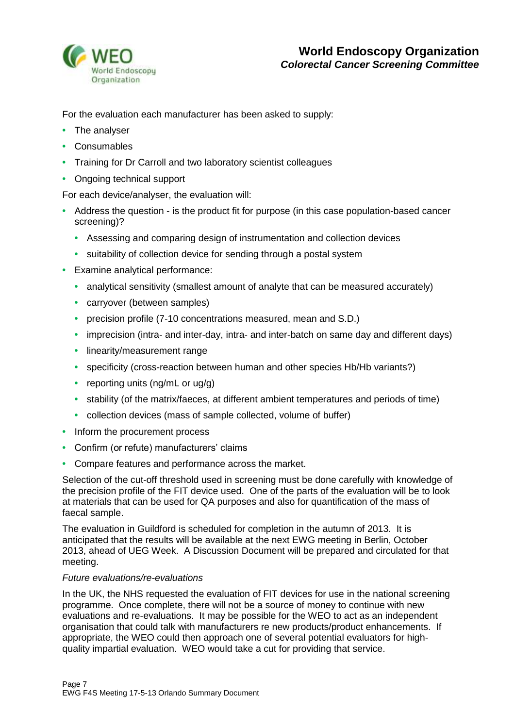For the evaluation each manufacturer has been asked to supply:

- The analyser
- Consumables
- Training for Dr Carroll and two laboratory scientist colleagues
- Ongoing technical support

For each device/analyser, the evaluation will:

- Address the question - is the product fit for purpose (in this case population-based cancer screening)?
  - Assessing and comparing design of instrumentation and collection devices
  - suitability of collection device for sending through a postal system
- Examine analytical performance:
  - analytical sensitivity (smallest amount of analyte that can be measured accurately)
  - carryover (between samples)
  - precision profile (7-10 concentrations measured, mean and S.D.)
  - imprecision (intra- and inter-day, intra- and inter-batch on same day and different days)
  - linearity/measurement range
  - specificity (cross-reaction between human and other species Hb/Hb variants?)
  - reporting units (ng/mL or ug/g)
  - stability (of the matrix/faeces, at different ambient temperatures and periods of time)
  - collection devices (mass of sample collected, volume of buffer)
- Inform the procurement process
- Confirm (or refute) manufacturers' claims
- Compare features and performance across the market.

Selection of the cut-off threshold used in screening must be done carefully with knowledge of the precision profile of the FIT device used. One of the parts of the evaluation will be to look at materials that can be used for QA purposes and also for quantification of the mass of faecal sample.

The evaluation in Guildford is scheduled for completion in the autumn of 2013. It is anticipated that the results will be available at the next EWG meeting in Berlin, October 2013, ahead of UEG Week. A Discussion Document will be prepared and circulated for that meeting.

*Future evaluations/re-evaluations*

In the UK, the NHS requested the evaluation of FIT devices for use in the national screening programme. Once complete, there will not be a source of money to continue with new evaluations and re-evaluations. It may be possible for the WEO to act as an independent organisation that could talk with manufacturers re new products/product enhancements. If appropriate, the WEO could then approach one of several potential evaluators for high-quality impartial evaluation. WEO would take a cut for providing that service.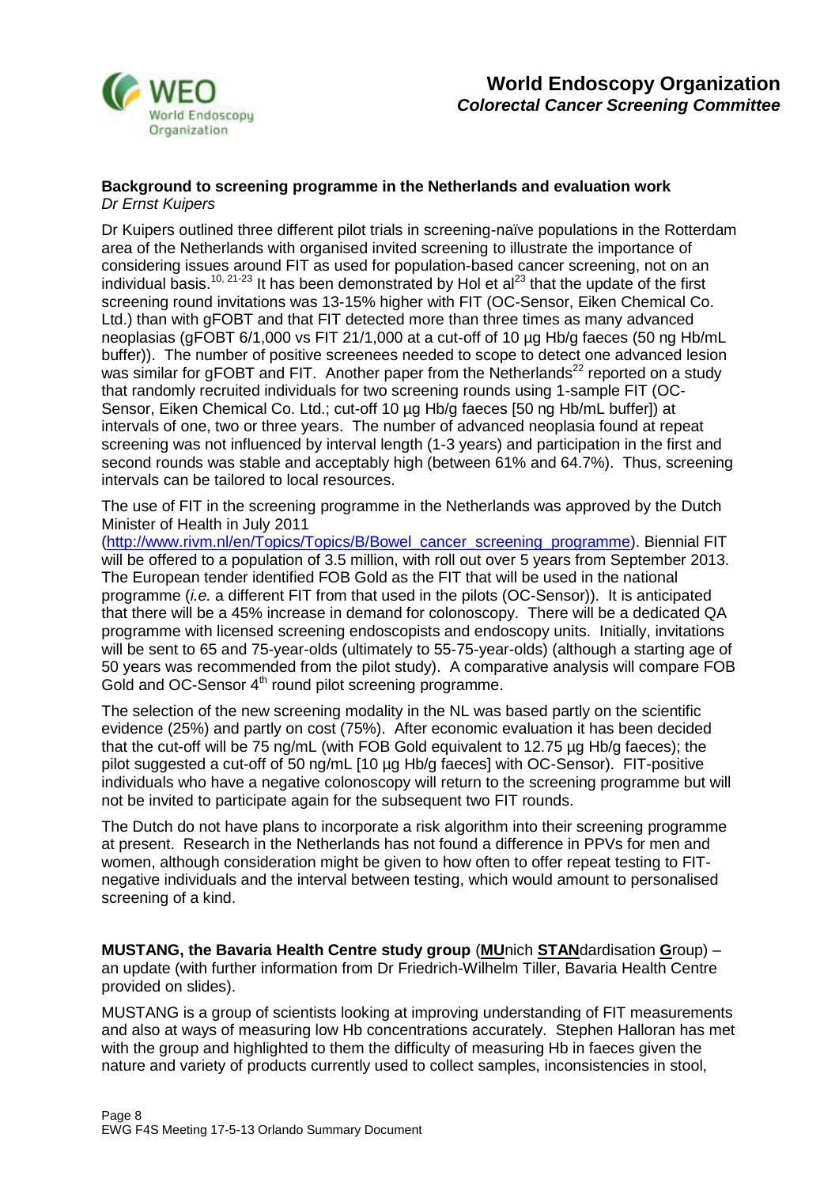**Background to screening programme in the Netherlands and evaluation work**
*Dr Ernst Kuipers*

Dr Kuipers outlined three different pilot trials in screening-naïve populations in the Rotterdam area of the Netherlands with organised invited screening to illustrate the importance of considering issues around FIT as used for population-based cancer screening, not on an individual basis.[10, 21-23] It has been demonstrated by Hol et al[23] that the update of the first screening round invitations was 13-15% higher with FIT (OC-Sensor, Eiken Chemical Co. Ltd.) than with gFOBT and that FIT detected more than three times as many advanced neoplasias (gFOBT 6/1,000 vs FIT 21/1,000 at a cut-off of 10 µg Hb/g faeces (50 ng Hb/mL buffer)). The number of positive screenees needed to scope to detect one advanced lesion was similar for gFOBT and FIT. Another paper from the Netherlands[22] reported on a study that randomly recruited individuals for two screening rounds using 1-sample FIT (OC-Sensor, Eiken Chemical Co. Ltd.; cut-off 10 µg Hb/g faeces [50 ng Hb/mL buffer]) at intervals of one, two or three years. The number of advanced neoplasia found at repeat screening was not influenced by interval length (1-3 years) and participation in the first and second rounds was stable and acceptably high (between 61% and 64.7%). Thus, screening intervals can be tailored to local resources.

The use of FIT in the screening programme in the Netherlands was approved by the Dutch Minister of Health in July 2011 (http://www.rivm.nl/en/Topics/Topics/B/Bowel_cancer_screening_programme). Biennial FIT will be offered to a population of 3.5 million, with roll out over 5 years from September 2013. The European tender identified FOB Gold as the FIT that will be used in the national programme (*i.e.* a different FIT from that used in the pilots (OC-Sensor)). It is anticipated that there will be a 45% increase in demand for colonoscopy. There will be a dedicated QA programme with licensed screening endoscopists and endoscopy units. Initially, invitations will be sent to 65 and 75-year-olds (ultimately to 55-75-year-olds) (although a starting age of 50 years was recommended from the pilot study). A comparative analysis will compare FOB Gold and OC-Sensor 4th round pilot screening programme.

The selection of the new screening modality in the NL was based partly on the scientific evidence (25%) and partly on cost (75%). After economic evaluation it has been decided that the cut-off will be 75 ng/mL (with FOB Gold equivalent to 12.75 µg Hb/g faeces); the pilot suggested a cut-off of 50 ng/mL [10 µg Hb/g faeces] with OC-Sensor). FIT-positive individuals who have a negative colonoscopy will return to the screening programme but will not be invited to participate again for the subsequent two FIT rounds.

The Dutch do not have plans to incorporate a risk algorithm into their screening programme at present. Research in the Netherlands has not found a difference in PPVs for men and women, although consideration might be given to how often to offer repeat testing to FIT-negative individuals and the interval between testing, which would amount to personalised screening of a kind.

**MUSTANG, the Bavaria Health Centre study group** (**MU**nich **STAN**dardisation **G**roup) – an update (with further information from Dr Friedrich-Wilhelm Tiller, Bavaria Health Centre provided on slides).

MUSTANG is a group of scientists looking at improving understanding of FIT measurements and also at ways of measuring low Hb concentrations accurately. Stephen Halloran has met with the group and highlighted to them the difficulty of measuring Hb in faeces given the nature and variety of products currently used to collect samples, inconsistencies in stool,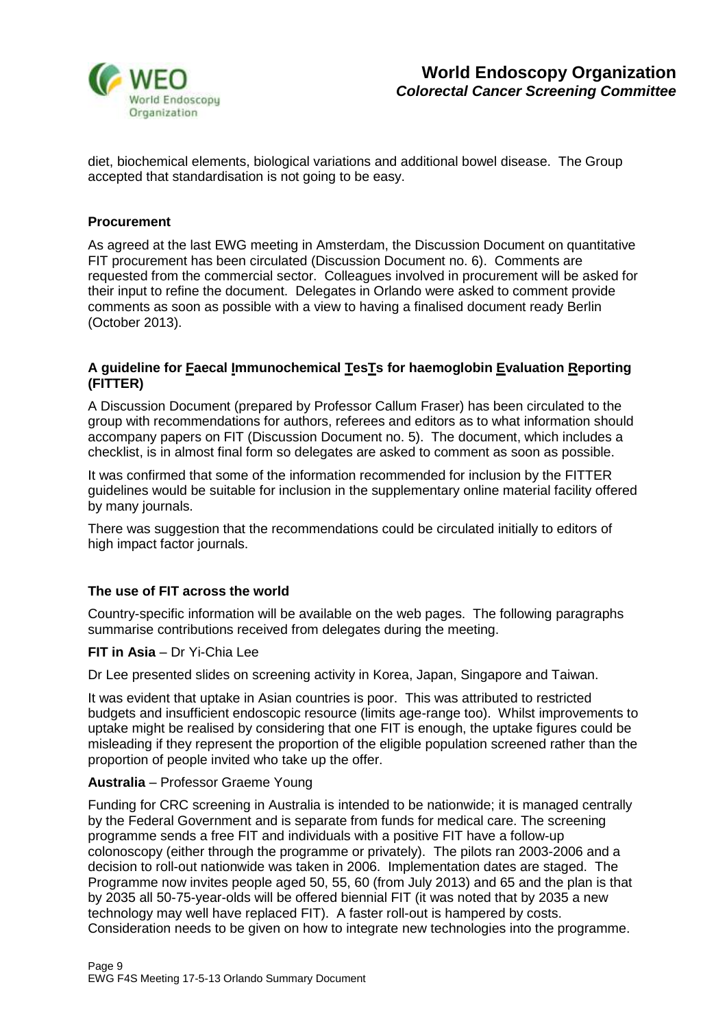diet, biochemical elements, biological variations and additional bowel disease. The Group accepted that standardisation is not going to be easy.

### Procurement

As agreed at the last EWG meeting in Amsterdam, the Discussion Document on quantitative FIT procurement has been circulated (Discussion Document no. 6). Comments are requested from the commercial sector. Colleagues involved in procurement will be asked for their input to refine the document. Delegates in Orlando were asked to comment provide comments as soon as possible with a view to having a finalised document ready Berlin (October 2013).

### A guideline for Faecal Immunochemical TesTs for haemoglobin Evaluation Reporting (FITTER)

A Discussion Document (prepared by Professor Callum Fraser) has been circulated to the group with recommendations for authors, referees and editors as to what information should accompany papers on FIT (Discussion Document no. 5). The document, which includes a checklist, is in almost final form so delegates are asked to comment as soon as possible.

It was confirmed that some of the information recommended for inclusion by the FITTER guidelines would be suitable for inclusion in the supplementary online material facility offered by many journals.

There was suggestion that the recommendations could be circulated initially to editors of high impact factor journals.

### The use of FIT across the world

Country-specific information will be available on the web pages. The following paragraphs summarise contributions received from delegates during the meeting.

**FIT in Asia** – Dr Yi-Chia Lee

Dr Lee presented slides on screening activity in Korea, Japan, Singapore and Taiwan.

It was evident that uptake in Asian countries is poor. This was attributed to restricted budgets and insufficient endoscopic resource (limits age-range too). Whilst improvements to uptake might be realised by considering that one FIT is enough, the uptake figures could be misleading if they represent the proportion of the eligible population screened rather than the proportion of people invited who take up the offer.

**Australia** – Professor Graeme Young

Funding for CRC screening in Australia is intended to be nationwide; it is managed centrally by the Federal Government and is separate from funds for medical care. The screening programme sends a free FIT and individuals with a positive FIT have a follow-up colonoscopy (either through the programme or privately). The pilots ran 2003-2006 and a decision to roll-out nationwide was taken in 2006. Implementation dates are staged. The Programme now invites people aged 50, 55, 60 (from July 2013) and 65 and the plan is that by 2035 all 50-75-year-olds will be offered biennial FIT (it was noted that by 2035 a new technology may well have replaced FIT). A faster roll-out is hampered by costs. Consideration needs to be given on how to integrate new technologies into the programme.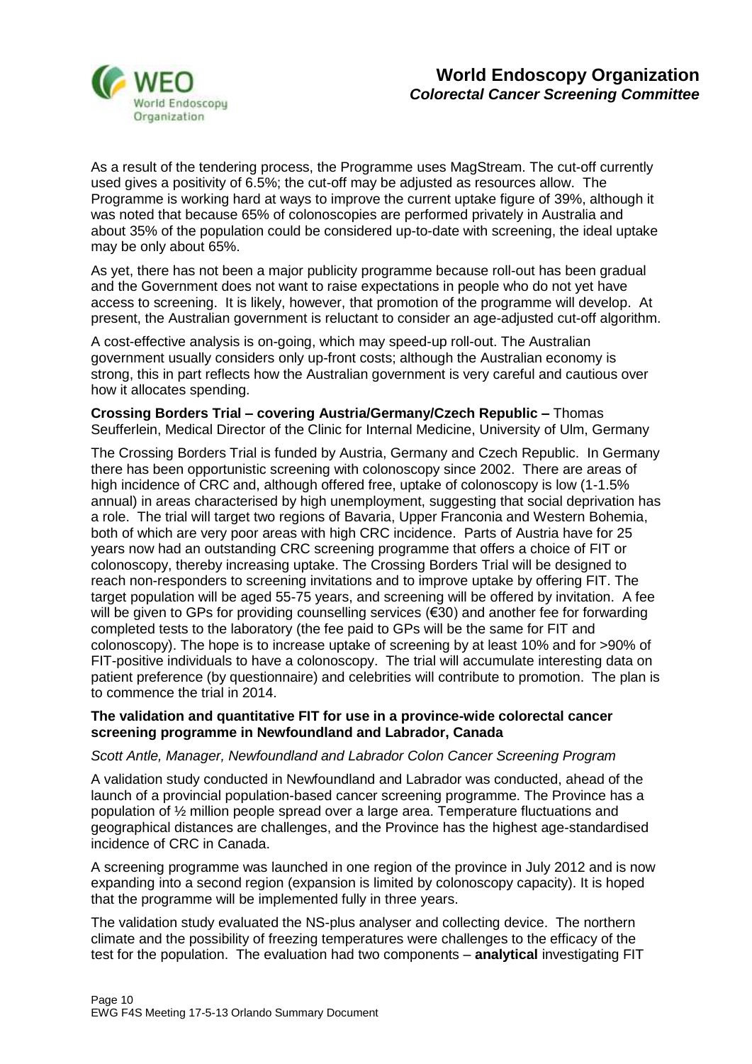As a result of the tendering process, the Programme uses MagStream. The cut-off currently used gives a positivity of 6.5%; the cut-off may be adjusted as resources allow. The Programme is working hard at ways to improve the current uptake figure of 39%, although it was noted that because 65% of colonoscopies are performed privately in Australia and about 35% of the population could be considered up-to-date with screening, the ideal uptake may be only about 65%.

As yet, there has not been a major publicity programme because roll-out has been gradual and the Government does not want to raise expectations in people who do not yet have access to screening. It is likely, however, that promotion of the programme will develop. At present, the Australian government is reluctant to consider an age-adjusted cut-off algorithm.

A cost-effective analysis is on-going, which may speed-up roll-out. The Australian government usually considers only up-front costs; although the Australian economy is strong, this in part reflects how the Australian government is very careful and cautious over how it allocates spending.

**Crossing Borders Trial – covering Austria/Germany/Czech Republic –** Thomas Seufferlein, Medical Director of the Clinic for Internal Medicine, University of Ulm, Germany

The Crossing Borders Trial is funded by Austria, Germany and Czech Republic. In Germany there has been opportunistic screening with colonoscopy since 2002. There are areas of high incidence of CRC and, although offered free, uptake of colonoscopy is low (1-1.5% annual) in areas characterised by high unemployment, suggesting that social deprivation has a role. The trial will target two regions of Bavaria, Upper Franconia and Western Bohemia, both of which are very poor areas with high CRC incidence. Parts of Austria have for 25 years now had an outstanding CRC screening programme that offers a choice of FIT or colonoscopy, thereby increasing uptake. The Crossing Borders Trial will be designed to reach non-responders to screening invitations and to improve uptake by offering FIT. The target population will be aged 55-75 years, and screening will be offered by invitation. A fee will be given to GPs for providing counselling services (€30) and another fee for forwarding completed tests to the laboratory (the fee paid to GPs will be the same for FIT and colonoscopy). The hope is to increase uptake of screening by at least 10% and for >90% of FIT-positive individuals to have a colonoscopy. The trial will accumulate interesting data on patient preference (by questionnaire) and celebrities will contribute to promotion. The plan is to commence the trial in 2014.

**The validation and quantitative FIT for use in a province-wide colorectal cancer screening programme in Newfoundland and Labrador, Canada**

*Scott Antle, Manager, Newfoundland and Labrador Colon Cancer Screening Program*

A validation study conducted in Newfoundland and Labrador was conducted, ahead of the launch of a provincial population-based cancer screening programme. The Province has a population of ½ million people spread over a large area. Temperature fluctuations and geographical distances are challenges, and the Province has the highest age-standardised incidence of CRC in Canada.

A screening programme was launched in one region of the province in July 2012 and is now expanding into a second region (expansion is limited by colonoscopy capacity). It is hoped that the programme will be implemented fully in three years.

The validation study evaluated the NS-plus analyser and collecting device. The northern climate and the possibility of freezing temperatures were challenges to the efficacy of the test for the population. The evaluation had two components – **analytical** investigating FIT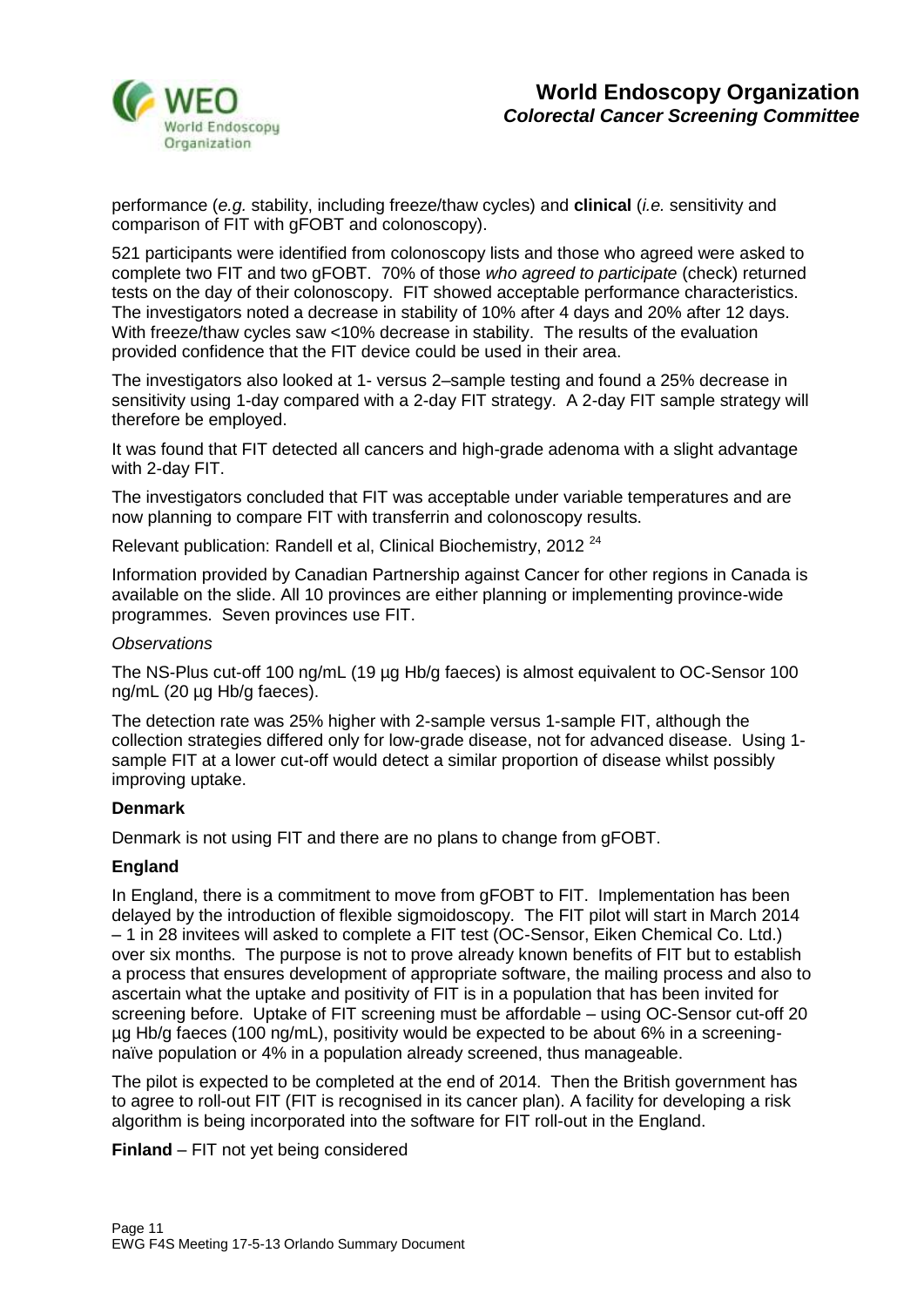performance (*e.g.* stability, including freeze/thaw cycles) and **clinical** (*i.e.* sensitivity and comparison of FIT with gFOBT and colonoscopy).

521 participants were identified from colonoscopy lists and those who agreed were asked to complete two FIT and two gFOBT. 70% of those *who agreed to participate* (check) returned tests on the day of their colonoscopy. FIT showed acceptable performance characteristics. The investigators noted a decrease in stability of 10% after 4 days and 20% after 12 days. With freeze/thaw cycles saw <10% decrease in stability. The results of the evaluation provided confidence that the FIT device could be used in their area.

The investigators also looked at 1- versus 2–sample testing and found a 25% decrease in sensitivity using 1-day compared with a 2-day FIT strategy. A 2-day FIT sample strategy will therefore be employed.

It was found that FIT detected all cancers and high-grade adenoma with a slight advantage with 2-day FIT.

The investigators concluded that FIT was acceptable under variable temperatures and are now planning to compare FIT with transferrin and colonoscopy results.

Relevant publication: Randell et al, Clinical Biochemistry, 2012 [24]

Information provided by Canadian Partnership against Cancer for other regions in Canada is available on the slide. All 10 provinces are either planning or implementing province-wide programmes. Seven provinces use FIT.

*Observations*

The NS-Plus cut-off 100 ng/mL (19 µg Hb/g faeces) is almost equivalent to OC-Sensor 100 ng/mL (20 µg Hb/g faeces).

The detection rate was 25% higher with 2-sample versus 1-sample FIT, although the collection strategies differed only for low-grade disease, not for advanced disease. Using 1-sample FIT at a lower cut-off would detect a similar proportion of disease whilst possibly improving uptake.

**Denmark**

Denmark is not using FIT and there are no plans to change from gFOBT.

**England**

In England, there is a commitment to move from gFOBT to FIT. Implementation has been delayed by the introduction of flexible sigmoidoscopy. The FIT pilot will start in March 2014 – 1 in 28 invitees will asked to complete a FIT test (OC-Sensor, Eiken Chemical Co. Ltd.) over six months. The purpose is not to prove already known benefits of FIT but to establish a process that ensures development of appropriate software, the mailing process and also to ascertain what the uptake and positivity of FIT is in a population that has been invited for screening before. Uptake of FIT screening must be affordable – using OC-Sensor cut-off 20 µg Hb/g faeces (100 ng/mL), positivity would be expected to be about 6% in a screening-naïve population or 4% in a population already screened, thus manageable.

The pilot is expected to be completed at the end of 2014. Then the British government has to agree to roll-out FIT (FIT is recognised in its cancer plan). A facility for developing a risk algorithm is being incorporated into the software for FIT roll-out in the England.

**Finland** – FIT not yet being considered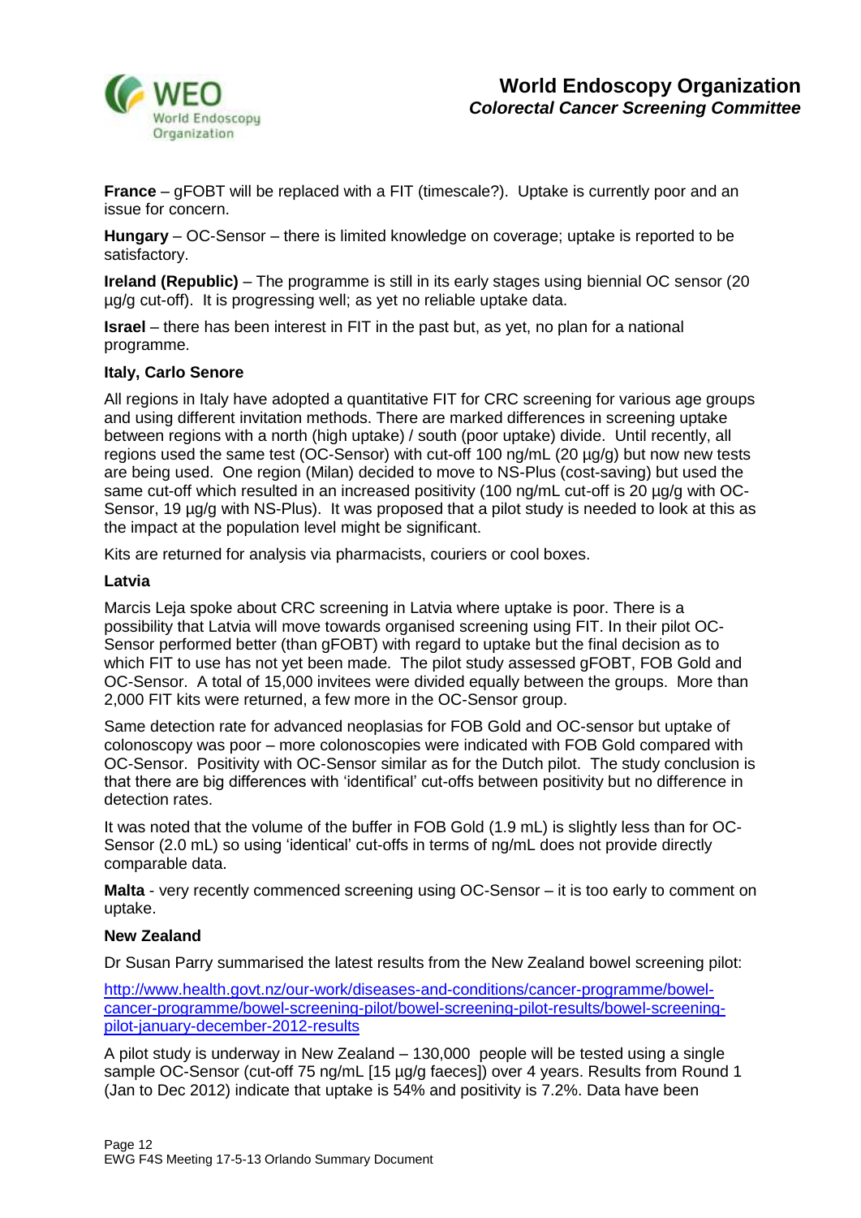**France** – gFOBT will be replaced with a FIT (timescale?). Uptake is currently poor and an issue for concern.

**Hungary** – OC-Sensor – there is limited knowledge on coverage; uptake is reported to be satisfactory.

**Ireland (Republic)** – The programme is still in its early stages using biennial OC sensor (20 µg/g cut-off). It is progressing well; as yet no reliable uptake data.

**Israel** – there has been interest in FIT in the past but, as yet, no plan for a national programme.

**Italy, Carlo Senore**

All regions in Italy have adopted a quantitative FIT for CRC screening for various age groups and using different invitation methods. There are marked differences in screening uptake between regions with a north (high uptake) / south (poor uptake) divide. Until recently, all regions used the same test (OC-Sensor) with cut-off 100 ng/mL (20 µg/g) but now new tests are being used. One region (Milan) decided to move to NS-Plus (cost-saving) but used the same cut-off which resulted in an increased positivity (100 ng/mL cut-off is 20 µg/g with OC-Sensor, 19 µg/g with NS-Plus). It was proposed that a pilot study is needed to look at this as the impact at the population level might be significant.

Kits are returned for analysis via pharmacists, couriers or cool boxes.

**Latvia**

Marcis Leja spoke about CRC screening in Latvia where uptake is poor. There is a possibility that Latvia will move towards organised screening using FIT. In their pilot OC-Sensor performed better (than gFOBT) with regard to uptake but the final decision as to which FIT to use has not yet been made. The pilot study assessed gFOBT, FOB Gold and OC-Sensor. A total of 15,000 invitees were divided equally between the groups. More than 2,000 FIT kits were returned, a few more in the OC-Sensor group.

Same detection rate for advanced neoplasias for FOB Gold and OC-sensor but uptake of colonoscopy was poor – more colonoscopies were indicated with FOB Gold compared with OC-Sensor. Positivity with OC-Sensor similar as for the Dutch pilot. The study conclusion is that there are big differences with 'identifical' cut-offs between positivity but no difference in detection rates.

It was noted that the volume of the buffer in FOB Gold (1.9 mL) is slightly less than for OC-Sensor (2.0 mL) so using 'identical' cut-offs in terms of ng/mL does not provide directly comparable data.

**Malta** - very recently commenced screening using OC-Sensor – it is too early to comment on uptake.

**New Zealand**

Dr Susan Parry summarised the latest results from the New Zealand bowel screening pilot:

[http://www.health.govt.nz/our-work/diseases-and-conditions/cancer-programme/bowel-cancer-programme/bowel-screening-pilot/bowel-screening-pilot-results/bowel-screening-pilot-january-december-2012-results](http://www.health.govt.nz/our-work/diseases-and-conditions/cancer-programme/bowel-cancer-programme/bowel-screening-pilot/bowel-screening-pilot-results/bowel-screening-pilot-january-december-2012-results)

A pilot study is underway in New Zealand – 130,000 people will be tested using a single sample OC-Sensor (cut-off 75 ng/mL [15 µg/g faeces]) over 4 years. Results from Round 1 (Jan to Dec 2012) indicate that uptake is 54% and positivity is 7.2%. Data have been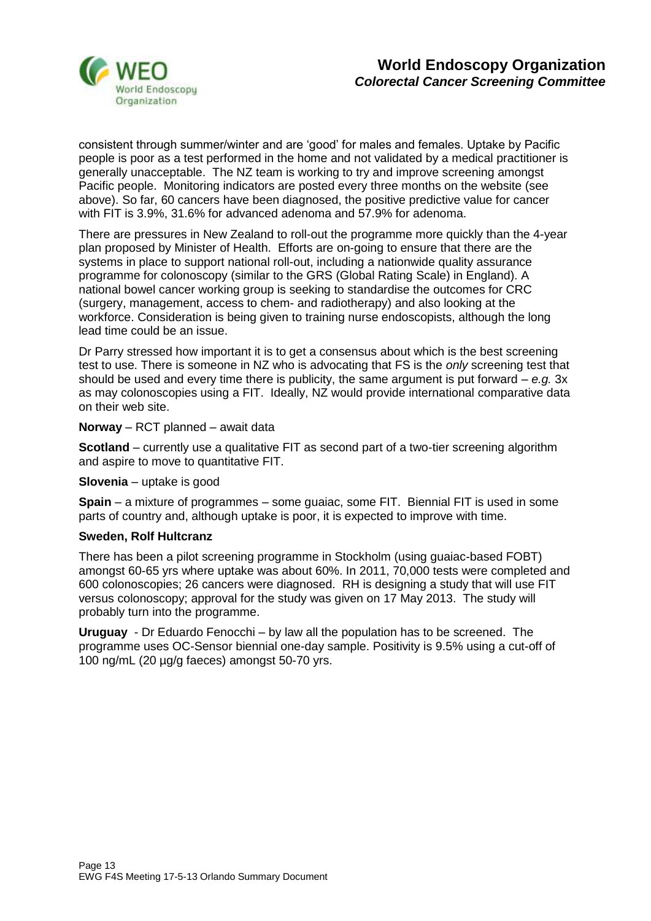consistent through summer/winter and are 'good' for males and females. Uptake by Pacific people is poor as a test performed in the home and not validated by a medical practitioner is generally unacceptable. The NZ team is working to try and improve screening amongst Pacific people. Monitoring indicators are posted every three months on the website (see above). So far, 60 cancers have been diagnosed, the positive predictive value for cancer with FIT is 3.9%, 31.6% for advanced adenoma and 57.9% for adenoma.

There are pressures in New Zealand to roll-out the programme more quickly than the 4-year plan proposed by Minister of Health. Efforts are on-going to ensure that there are the systems in place to support national roll-out, including a nationwide quality assurance programme for colonoscopy (similar to the GRS (Global Rating Scale) in England). A national bowel cancer working group is seeking to standardise the outcomes for CRC (surgery, management, access to chem- and radiotherapy) and also looking at the workforce. Consideration is being given to training nurse endoscopists, although the long lead time could be an issue.

Dr Parry stressed how important it is to get a consensus about which is the best screening test to use. There is someone in NZ who is advocating that FS is the *only* screening test that should be used and every time there is publicity, the same argument is put forward – *e.g.* 3x as may colonoscopies using a FIT. Ideally, NZ would provide international comparative data on their web site.

**Norway** – RCT planned – await data

**Scotland** – currently use a qualitative FIT as second part of a two-tier screening algorithm and aspire to move to quantitative FIT.

**Slovenia** – uptake is good

**Spain** – a mixture of programmes – some guaiac, some FIT. Biennial FIT is used in some parts of country and, although uptake is poor, it is expected to improve with time.

**Sweden, Rolf Hultcranz**

There has been a pilot screening programme in Stockholm (using guaiac-based FOBT) amongst 60-65 yrs where uptake was about 60%. In 2011, 70,000 tests were completed and 600 colonoscopies; 26 cancers were diagnosed. RH is designing a study that will use FIT versus colonoscopy; approval for the study was given on 17 May 2013. The study will probably turn into the programme.

**Uruguay** - Dr Eduardo Fenocchi – by law all the population has to be screened. The programme uses OC-Sensor biennial one-day sample. Positivity is 9.5% using a cut-off of 100 ng/mL (20 µg/g faeces) amongst 50-70 yrs.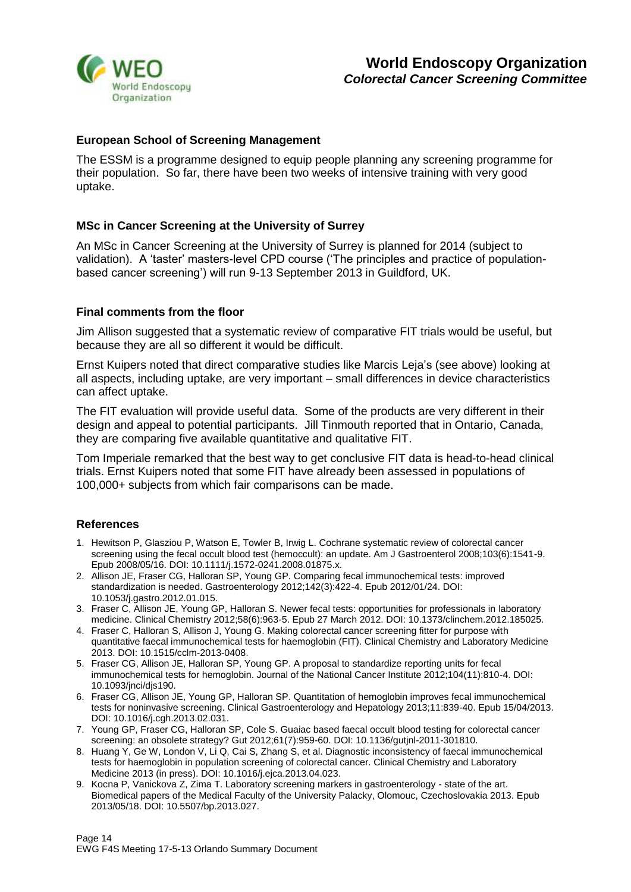### European School of Screening Management

The ESSM is a programme designed to equip people planning any screening programme for their population. So far, there have been two weeks of intensive training with very good uptake.

### MSc in Cancer Screening at the University of Surrey

An MSc in Cancer Screening at the University of Surrey is planned for 2014 (subject to validation). A 'taster' masters-level CPD course ('The principles and practice of population-based cancer screening') will run 9-13 September 2013 in Guildford, UK.

### Final comments from the floor

Jim Allison suggested that a systematic review of comparative FIT trials would be useful, but because they are all so different it would be difficult.

Ernst Kuipers noted that direct comparative studies like Marcis Leja's (see above) looking at all aspects, including uptake, are very important – small differences in device characteristics can affect uptake.

The FIT evaluation will provide useful data. Some of the products are very different in their design and appeal to potential participants. Jill Tinmouth reported that in Ontario, Canada, they are comparing five available quantitative and qualitative FIT.

Tom Imperiale remarked that the best way to get conclusive FIT data is head-to-head clinical trials. Ernst Kuipers noted that some FIT have already been assessed in populations of 100,000+ subjects from which fair comparisons can be made.

### References

1. Hewitson P, Glasziou P, Watson E, Towler B, Irwig L. Cochrane systematic review of colorectal cancer screening using the fecal occult blood test (hemoccult): an update. Am J Gastroenterol 2008;103(6):1541-9. Epub 2008/05/16. DOI: 10.1111/j.1572-0241.2008.01875.x.
2. Allison JE, Fraser CG, Halloran SP, Young GP. Comparing fecal immunochemical tests: improved standardization is needed. Gastroenterology 2012;142(3):422-4. Epub 2012/01/24. DOI: 10.1053/j.gastro.2012.01.015.
3. Fraser C, Allison JE, Young GP, Halloran S. Newer fecal tests: opportunities for professionals in laboratory medicine. Clinical Chemistry 2012;58(6):963-5. Epub 27 March 2012. DOI: 10.1373/clinchem.2012.185025.
4. Fraser C, Halloran S, Allison J, Young G. Making colorectal cancer screening fitter for purpose with quantitative faecal immunochemical tests for haemoglobin (FIT). Clinical Chemistry and Laboratory Medicine 2013. DOI: 10.1515/cclm-2013-0408.
5. Fraser CG, Allison JE, Halloran SP, Young GP. A proposal to standardize reporting units for fecal immunochemical tests for hemoglobin. Journal of the National Cancer Institute 2012;104(11):810-4. DOI: 10.1093/jnci/djs190.
6. Fraser CG, Allison JE, Young GP, Halloran SP. Quantitation of hemoglobin improves fecal immunochemical tests for noninvasive screening. Clinical Gastroenterology and Hepatology 2013;11:839-40. Epub 15/04/2013. DOI: 10.1016/j.cgh.2013.02.031.
7. Young GP, Fraser CG, Halloran SP, Cole S. Guaiac based faecal occult blood testing for colorectal cancer screening: an obsolete strategy? Gut 2012;61(7):959-60. DOI: 10.1136/gutjnl-2011-301810.
8. Huang Y, Ge W, London V, Li Q, Cai S, Zhang S, et al. Diagnostic inconsistency of faecal immunochemical tests for haemoglobin in population screening of colorectal cancer. Clinical Chemistry and Laboratory Medicine 2013 (in press). DOI: 10.1016/j.ejca.2013.04.023.
9. Kocna P, Vanickova Z, Zima T. Laboratory screening markers in gastroenterology - state of the art. Biomedical papers of the Medical Faculty of the University Palacky, Olomouc, Czechoslovakia 2013. Epub 2013/05/18. DOI: 10.5507/bp.2013.027.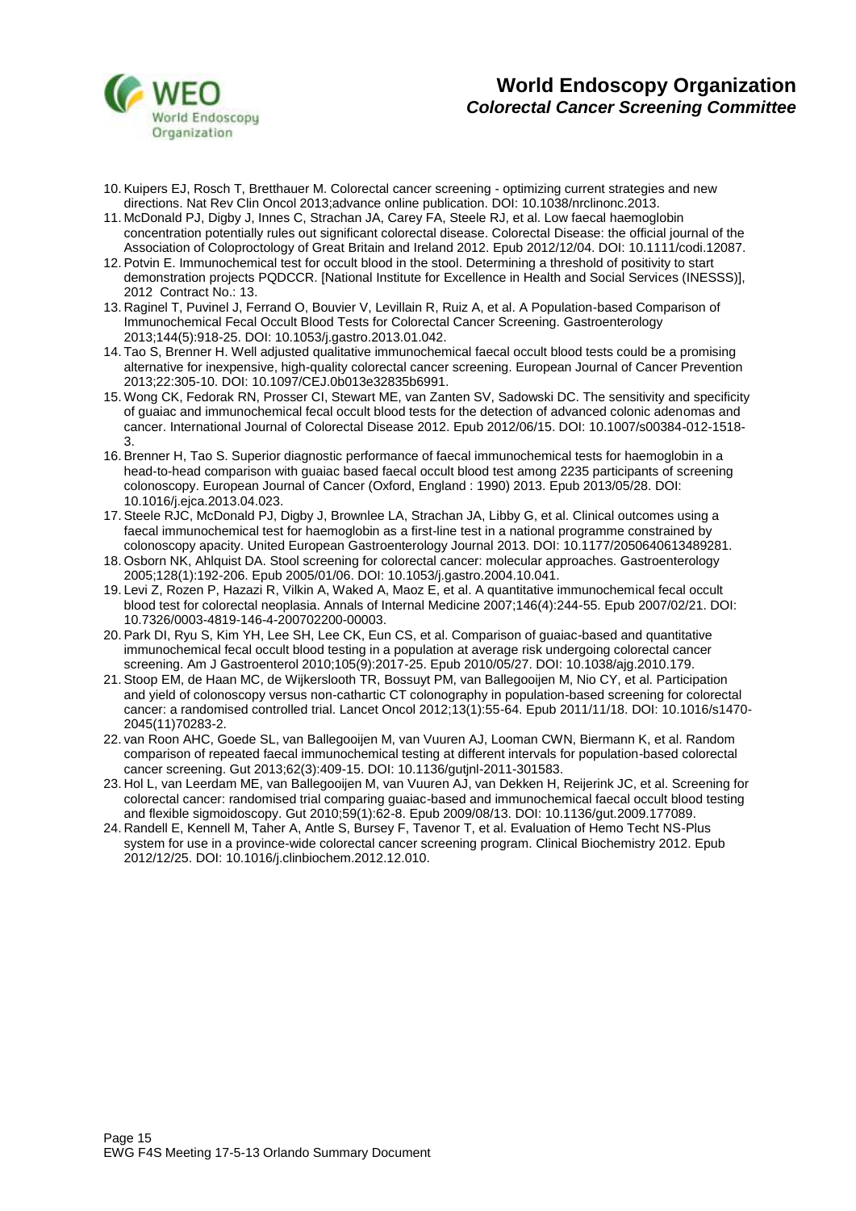10. Kuipers EJ, Rosch T, Bretthauer M. Colorectal cancer screening - optimizing current strategies and new directions. Nat Rev Clin Oncol 2013;advance online publication. DOI: 10.1038/nrclinonc.2013.
11. McDonald PJ, Digby J, Innes C, Strachan JA, Carey FA, Steele RJ, et al. Low faecal haemoglobin concentration potentially rules out significant colorectal disease. Colorectal Disease: the official journal of the Association of Coloproctology of Great Britain and Ireland 2012. Epub 2012/12/04. DOI: 10.1111/codi.12087.
12. Potvin E. Immunochemical test for occult blood in the stool. Determining a threshold of positivity to start demonstration projects PQDCCR. [National Institute for Excellence in Health and Social Services (INESSS)], 2012 Contract No.: 13.
13. Raginel T, Puvinel J, Ferrand O, Bouvier V, Levillain R, Ruiz A, et al. A Population-based Comparison of Immunochemical Fecal Occult Blood Tests for Colorectal Cancer Screening. Gastroenterology 2013;144(5):918-25. DOI: 10.1053/j.gastro.2013.01.042.
14. Tao S, Brenner H. Well adjusted qualitative immunochemical faecal occult blood tests could be a promising alternative for inexpensive, high-quality colorectal cancer screening. European Journal of Cancer Prevention 2013;22:305-10. DOI: 10.1097/CEJ.0b013e32835b6991.
15. Wong CK, Fedorak RN, Prosser CI, Stewart ME, van Zanten SV, Sadowski DC. The sensitivity and specificity of guaiac and immunochemical fecal occult blood tests for the detection of advanced colonic adenomas and cancer. International Journal of Colorectal Disease 2012. Epub 2012/06/15. DOI: 10.1007/s00384-012-1518-3.
16. Brenner H, Tao S. Superior diagnostic performance of faecal immunochemical tests for haemoglobin in a head-to-head comparison with guaiac based faecal occult blood test among 2235 participants of screening colonoscopy. European Journal of Cancer (Oxford, England : 1990) 2013. Epub 2013/05/28. DOI: 10.1016/j.ejca.2013.04.023.
17. Steele RJC, McDonald PJ, Digby J, Brownlee LA, Strachan JA, Libby G, et al. Clinical outcomes using a faecal immunochemical test for haemoglobin as a first-line test in a national programme constrained by colonoscopy apacity. United European Gastroenterology Journal 2013. DOI: 10.1177/2050640613489281.
18. Osborn NK, Ahlquist DA. Stool screening for colorectal cancer: molecular approaches. Gastroenterology 2005;128(1):192-206. Epub 2005/01/06. DOI: 10.1053/j.gastro.2004.10.041.
19. Levi Z, Rozen P, Hazazi R, Vilkin A, Waked A, Maoz E, et al. A quantitative immunochemical fecal occult blood test for colorectal neoplasia. Annals of Internal Medicine 2007;146(4):244-55. Epub 2007/02/21. DOI: 10.7326/0003-4819-146-4-200702200-00003.
20. Park DI, Ryu S, Kim YH, Lee SH, Lee CK, Eun CS, et al. Comparison of guaiac-based and quantitative immunochemical fecal occult blood testing in a population at average risk undergoing colorectal cancer screening. Am J Gastroenterol 2010;105(9):2017-25. Epub 2010/05/27. DOI: 10.1038/ajg.2010.179.
21. Stoop EM, de Haan MC, de Wijkerslooth TR, Bossuyt PM, van Ballegooijen M, Nio CY, et al. Participation and yield of colonoscopy versus non-cathartic CT colonography in population-based screening for colorectal cancer: a randomised controlled trial. Lancet Oncol 2012;13(1):55-64. Epub 2011/11/18. DOI: 10.1016/s1470-2045(11)70283-2.
22. van Roon AHC, Goede SL, van Ballegooijen M, van Vuuren AJ, Looman CWN, Biermann K, et al. Random comparison of repeated faecal immunochemical testing at different intervals for population-based colorectal cancer screening. Gut 2013;62(3):409-15. DOI: 10.1136/gutjnl-2011-301583.
23. Hol L, van Leerdam ME, van Ballegooijen M, van Vuuren AJ, van Dekken H, Reijerink JC, et al. Screening for colorectal cancer: randomised trial comparing guaiac-based and immunochemical faecal occult blood testing and flexible sigmoidoscopy. Gut 2010;59(1):62-8. Epub 2009/08/13. DOI: 10.1136/gut.2009.177089.
24. Randell E, Kennell M, Taher A, Antle S, Bursey F, Tavenor T, et al. Evaluation of Hemo Techt NS-Plus system for use in a province-wide colorectal cancer screening program. Clinical Biochemistry 2012. Epub 2012/12/25. DOI: 10.1016/j.clinbiochem.2012.12.010.